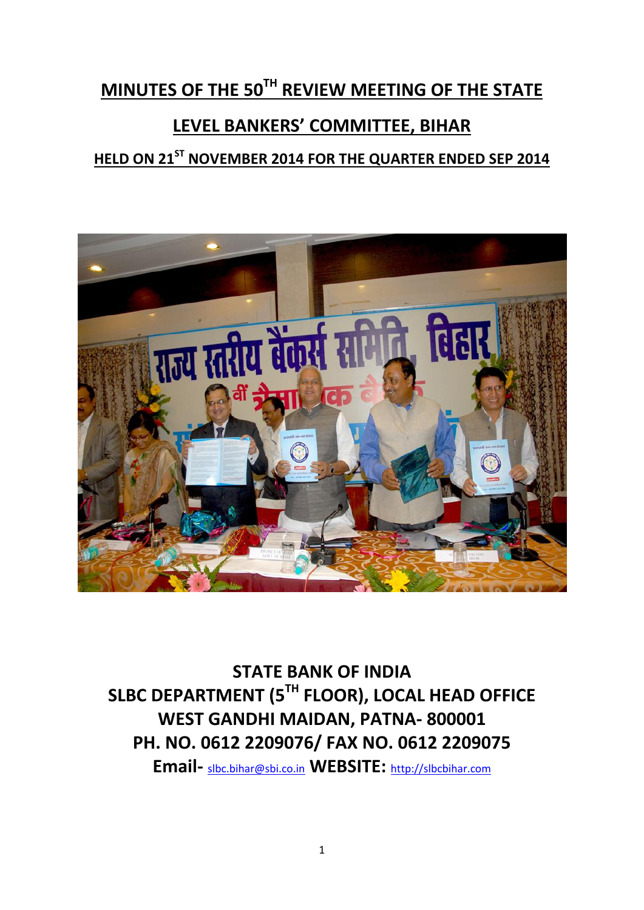# MINUTES OF THE 50TH REVIEW MEETING OF THE STATE LEVEL BANKERS' COMMITTEE, BIHAR

## HELD ON 21ST NOVEMBER 2014 FOR THE QUARTER ENDED SEP 2014

**STATE BANK OF INDIA**
**SLBC DEPARTMENT (5TH FLOOR), LOCAL HEAD OFFICE**
**WEST GANDHI MAIDAN, PATNA- 800001**
**PH. NO. 0612 2209076/ FAX NO. 0612 2209075**
**Email-** slbc.bihar@sbi.co.in **WEBSITE:** http://slbcbihar.com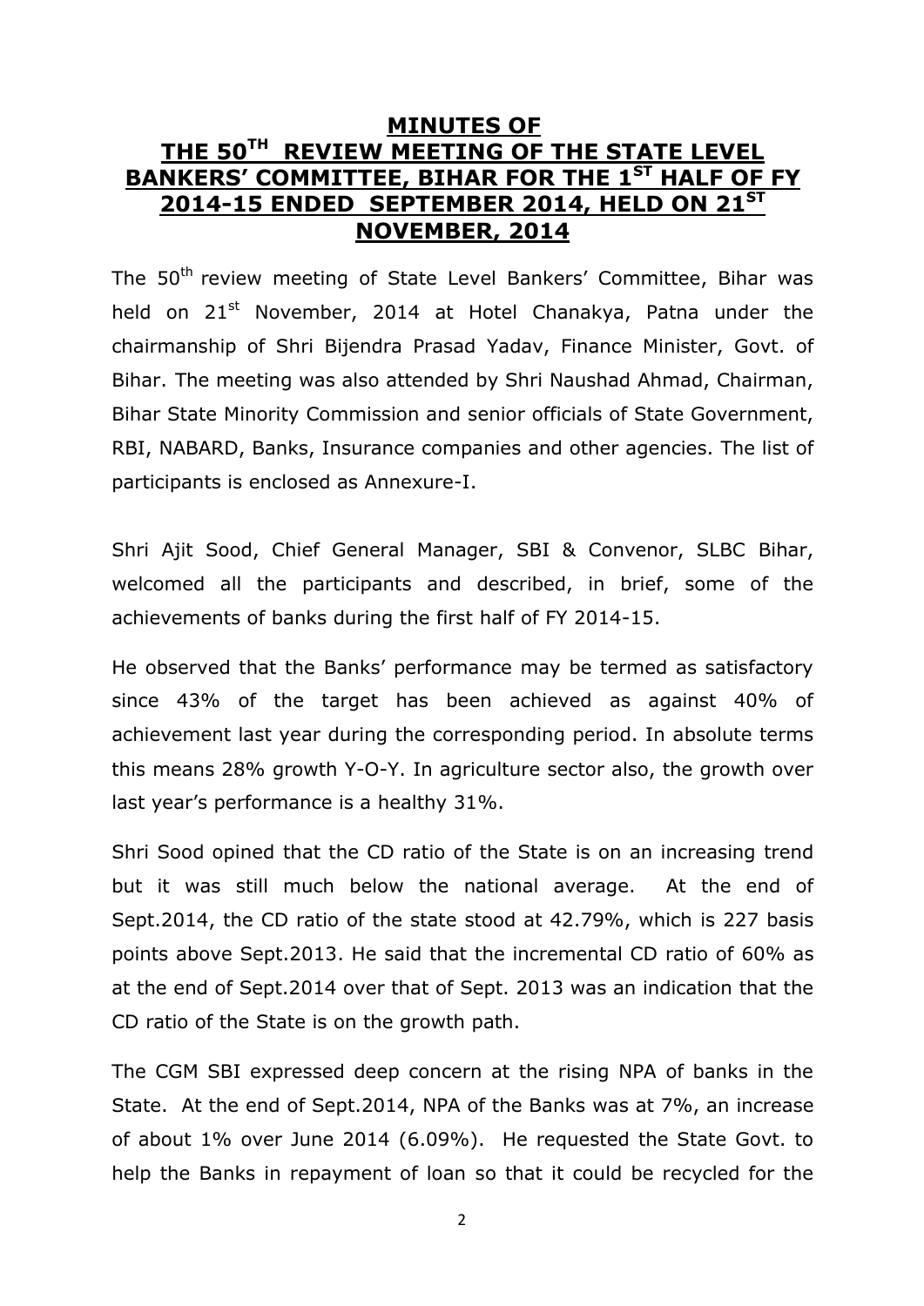# MINUTES OF THE 50TH REVIEW MEETING OF THE STATE LEVEL BANKERS' COMMITTEE, BIHAR FOR THE 1ST HALF OF FY 2014-15 ENDED SEPTEMBER 2014, HELD ON 21ST NOVEMBER, 2014

The 50th review meeting of State Level Bankers' Committee, Bihar was held on 21st November, 2014 at Hotel Chanakya, Patna under the chairmanship of Shri Bijendra Prasad Yadav, Finance Minister, Govt. of Bihar. The meeting was also attended by Shri Naushad Ahmad, Chairman, Bihar State Minority Commission and senior officials of State Government, RBI, NABARD, Banks, Insurance companies and other agencies. The list of participants is enclosed as Annexure-I.

Shri Ajit Sood, Chief General Manager, SBI & Convenor, SLBC Bihar, welcomed all the participants and described, in brief, some of the achievements of banks during the first half of FY 2014-15.

He observed that the Banks' performance may be termed as satisfactory since 43% of the target has been achieved as against 40% of achievement last year during the corresponding period. In absolute terms this means 28% growth Y-O-Y. In agriculture sector also, the growth over last year's performance is a healthy 31%.

Shri Sood opined that the CD ratio of the State is on an increasing trend but it was still much below the national average. At the end of Sept.2014, the CD ratio of the state stood at 42.79%, which is 227 basis points above Sept.2013. He said that the incremental CD ratio of 60% as at the end of Sept.2014 over that of Sept. 2013 was an indication that the CD ratio of the State is on the growth path.

The CGM SBI expressed deep concern at the rising NPA of banks in the State. At the end of Sept.2014, NPA of the Banks was at 7%, an increase of about 1% over June 2014 (6.09%). He requested the State Govt. to help the Banks in repayment of loan so that it could be recycled for the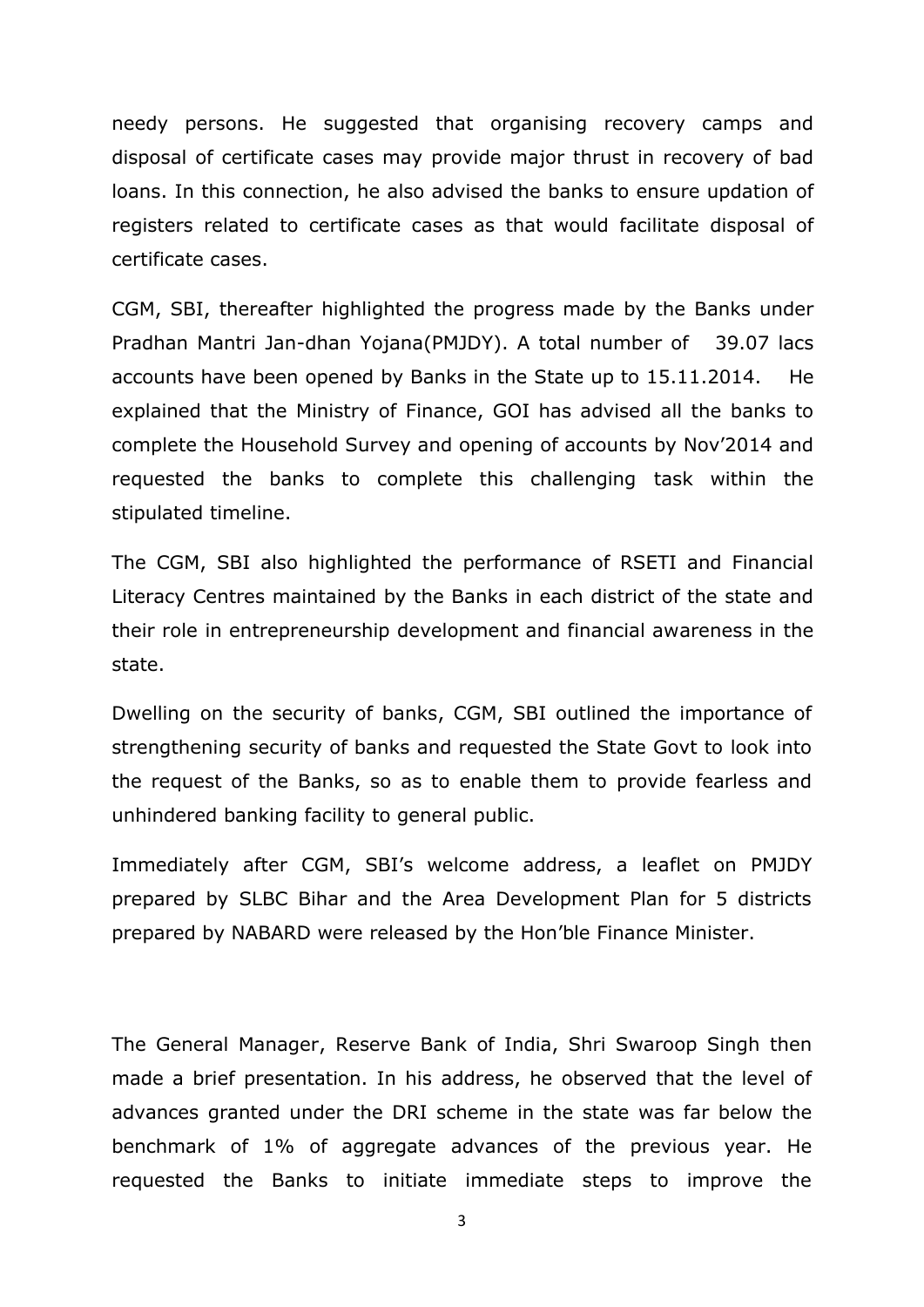needy persons. He suggested that organising recovery camps and disposal of certificate cases may provide major thrust in recovery of bad loans. In this connection, he also advised the banks to ensure updation of registers related to certificate cases as that would facilitate disposal of certificate cases.

CGM, SBI, thereafter highlighted the progress made by the Banks under Pradhan Mantri Jan-dhan Yojana(PMJDY). A total number of 39.07 lacs accounts have been opened by Banks in the State up to 15.11.2014. He explained that the Ministry of Finance, GOI has advised all the banks to complete the Household Survey and opening of accounts by Nov'2014 and requested the banks to complete this challenging task within the stipulated timeline.

The CGM, SBI also highlighted the performance of RSETI and Financial Literacy Centres maintained by the Banks in each district of the state and their role in entrepreneurship development and financial awareness in the state.

Dwelling on the security of banks, CGM, SBI outlined the importance of strengthening security of banks and requested the State Govt to look into the request of the Banks, so as to enable them to provide fearless and unhindered banking facility to general public.

Immediately after CGM, SBI's welcome address, a leaflet on PMJDY prepared by SLBC Bihar and the Area Development Plan for 5 districts prepared by NABARD were released by the Hon'ble Finance Minister.

The General Manager, Reserve Bank of India, Shri Swaroop Singh then made a brief presentation. In his address, he observed that the level of advances granted under the DRI scheme in the state was far below the benchmark of 1% of aggregate advances of the previous year. He requested the Banks to initiate immediate steps to improve the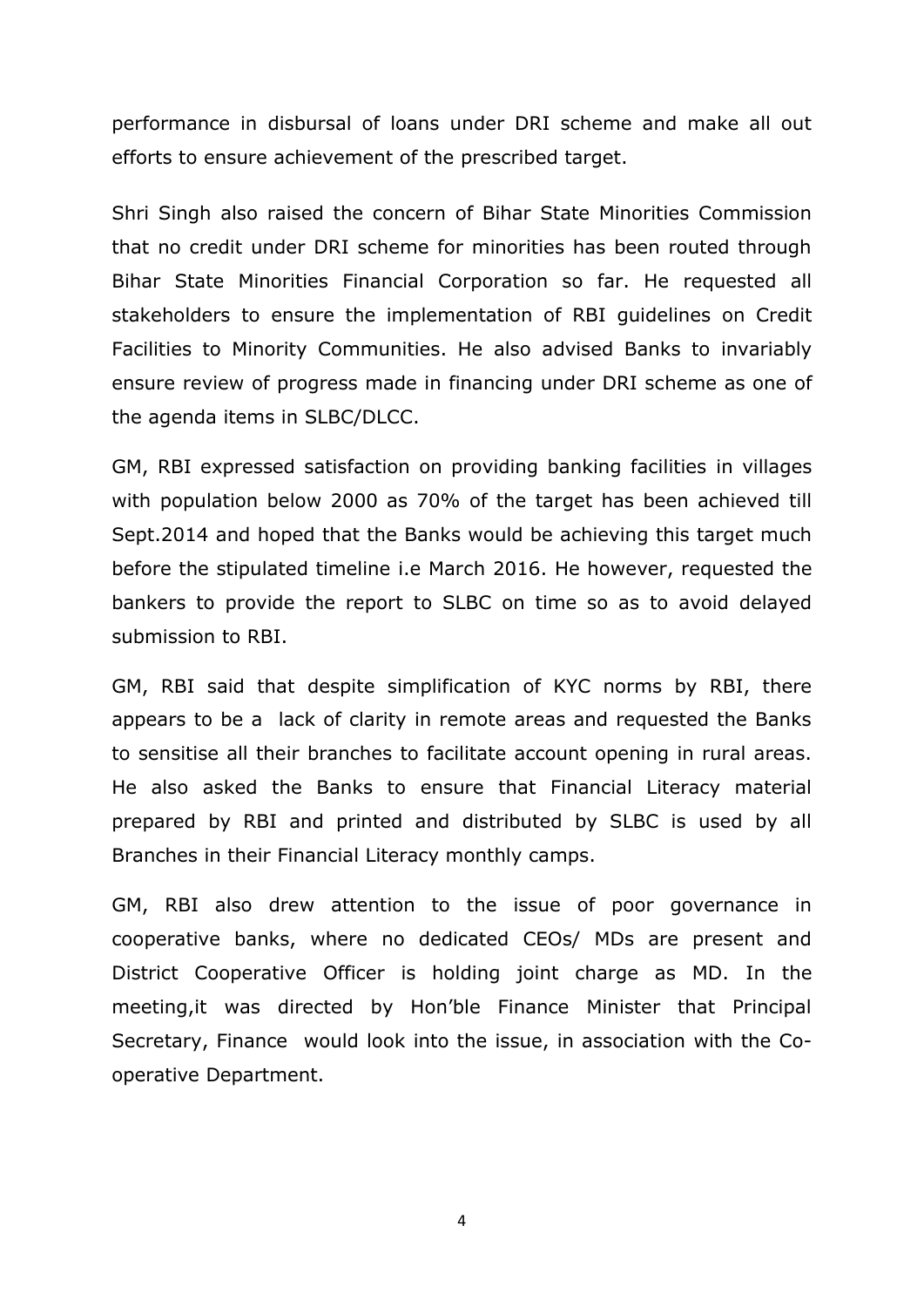performance in disbursal of loans under DRI scheme and make all out efforts to ensure achievement of the prescribed target.

Shri Singh also raised the concern of Bihar State Minorities Commission that no credit under DRI scheme for minorities has been routed through Bihar State Minorities Financial Corporation so far. He requested all stakeholders to ensure the implementation of RBI guidelines on Credit Facilities to Minority Communities. He also advised Banks to invariably ensure review of progress made in financing under DRI scheme as one of the agenda items in SLBC/DLCC.

GM, RBI expressed satisfaction on providing banking facilities in villages with population below 2000 as 70% of the target has been achieved till Sept.2014 and hoped that the Banks would be achieving this target much before the stipulated timeline i.e March 2016. He however, requested the bankers to provide the report to SLBC on time so as to avoid delayed submission to RBI.

GM, RBI said that despite simplification of KYC norms by RBI, there appears to be a lack of clarity in remote areas and requested the Banks to sensitise all their branches to facilitate account opening in rural areas. He also asked the Banks to ensure that Financial Literacy material prepared by RBI and printed and distributed by SLBC is used by all Branches in their Financial Literacy monthly camps.

GM, RBI also drew attention to the issue of poor governance in cooperative banks, where no dedicated CEOs/ MDs are present and District Cooperative Officer is holding joint charge as MD. In the meeting,it was directed by Hon'ble Finance Minister that Principal Secretary, Finance would look into the issue, in association with the Co-operative Department.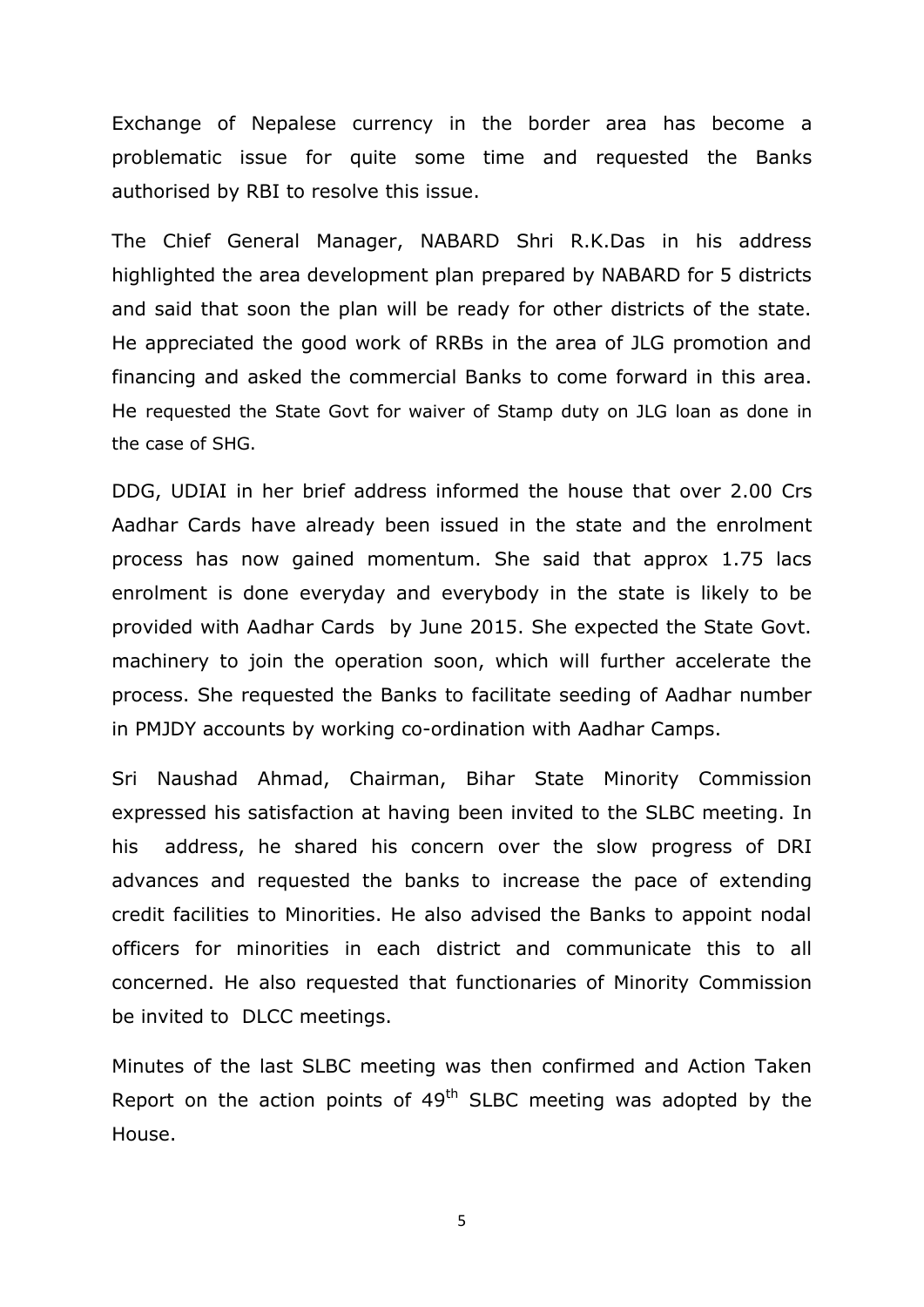Exchange of Nepalese currency in the border area has become a problematic issue for quite some time and requested the Banks authorised by RBI to resolve this issue.

The Chief General Manager, NABARD Shri R.K.Das in his address highlighted the area development plan prepared by NABARD for 5 districts and said that soon the plan will be ready for other districts of the state. He appreciated the good work of RRBs in the area of JLG promotion and financing and asked the commercial Banks to come forward in this area. He requested the State Govt for waiver of Stamp duty on JLG loan as done in the case of SHG.

DDG, UDIAI in her brief address informed the house that over 2.00 Crs Aadhar Cards have already been issued in the state and the enrolment process has now gained momentum. She said that approx 1.75 lacs enrolment is done everyday and everybody in the state is likely to be provided with Aadhar Cards by June 2015. She expected the State Govt. machinery to join the operation soon, which will further accelerate the process. She requested the Banks to facilitate seeding of Aadhar number in PMJDY accounts by working co-ordination with Aadhar Camps.

Sri Naushad Ahmad, Chairman, Bihar State Minority Commission expressed his satisfaction at having been invited to the SLBC meeting. In his address, he shared his concern over the slow progress of DRI advances and requested the banks to increase the pace of extending credit facilities to Minorities. He also advised the Banks to appoint nodal officers for minorities in each district and communicate this to all concerned. He also requested that functionaries of Minority Commission be invited to DLCC meetings.

Minutes of the last SLBC meeting was then confirmed and Action Taken Report on the action points of 49th SLBC meeting was adopted by the House.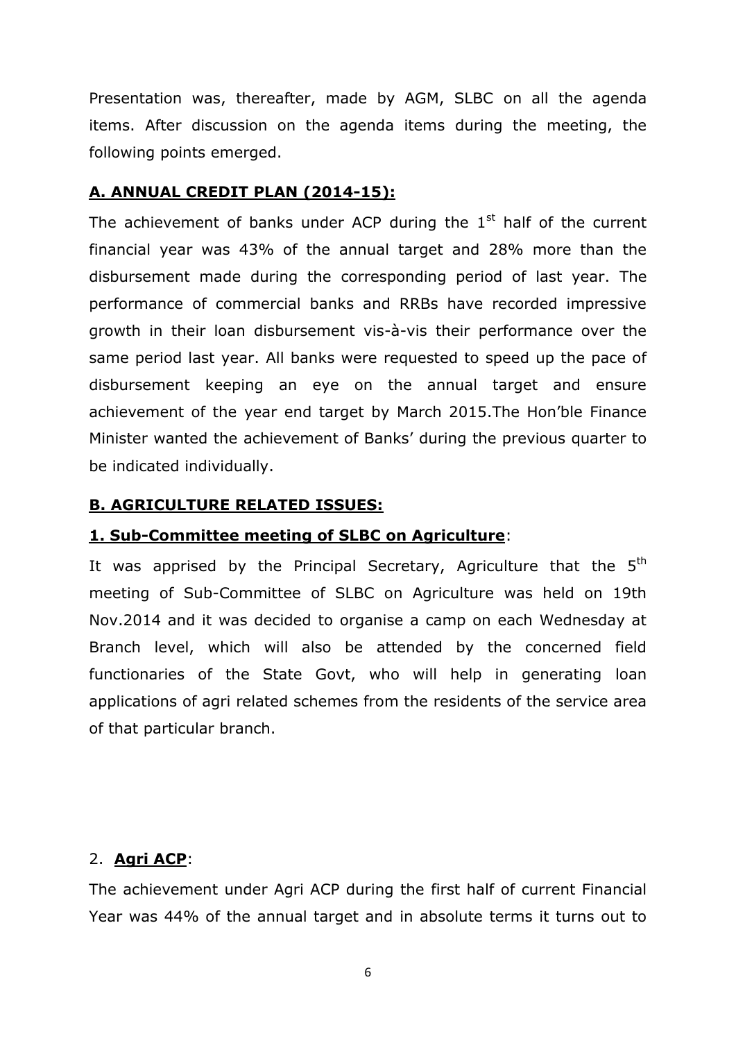Presentation was, thereafter, made by AGM, SLBC on all the agenda items. After discussion on the agenda items during the meeting, the following points emerged.

## **A. ANNUAL CREDIT PLAN (2014-15):**

The achievement of banks under ACP during the 1st half of the current financial year was 43% of the annual target and 28% more than the disbursement made during the corresponding period of last year. The performance of commercial banks and RRBs have recorded impressive growth in their loan disbursement vis-à-vis their performance over the same period last year. All banks were requested to speed up the pace of disbursement keeping an eye on the annual target and ensure achievement of the year end target by March 2015.The Hon'ble Finance Minister wanted the achievement of Banks' during the previous quarter to be indicated individually.

## **B. AGRICULTURE RELATED ISSUES:**

### **1. Sub-Committee meeting of SLBC on Agriculture**:

It was apprised by the Principal Secretary, Agriculture that the 5th meeting of Sub-Committee of SLBC on Agriculture was held on 19th Nov.2014 and it was decided to organise a camp on each Wednesday at Branch level, which will also be attended by the concerned field functionaries of the State Govt, who will help in generating loan applications of agri related schemes from the residents of the service area of that particular branch.

### 2. **Agri ACP**:

The achievement under Agri ACP during the first half of current Financial Year was 44% of the annual target and in absolute terms it turns out to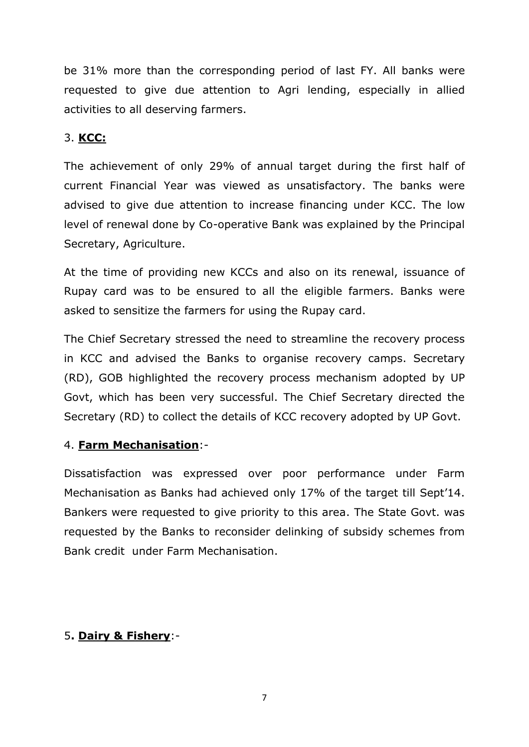be 31% more than the corresponding period of last FY. All banks were requested to give due attention to Agri lending, especially in allied activities to all deserving farmers.

3. **KCC:**

The achievement of only 29% of annual target during the first half of current Financial Year was viewed as unsatisfactory. The banks were advised to give due attention to increase financing under KCC. The low level of renewal done by Co-operative Bank was explained by the Principal Secretary, Agriculture.

At the time of providing new KCCs and also on its renewal, issuance of Rupay card was to be ensured to all the eligible farmers. Banks were asked to sensitize the farmers for using the Rupay card.

The Chief Secretary stressed the need to streamline the recovery process in KCC and advised the Banks to organise recovery camps. Secretary (RD), GOB highlighted the recovery process mechanism adopted by UP Govt, which has been very successful. The Chief Secretary directed the Secretary (RD) to collect the details of KCC recovery adopted by UP Govt.

4. **Farm Mechanisation**:-

Dissatisfaction was expressed over poor performance under Farm Mechanisation as Banks had achieved only 17% of the target till Sept'14. Bankers were requested to give priority to this area. The State Govt. was requested by the Banks to reconsider delinking of subsidy schemes from Bank credit under Farm Mechanisation.

5. **Dairy & Fishery**:-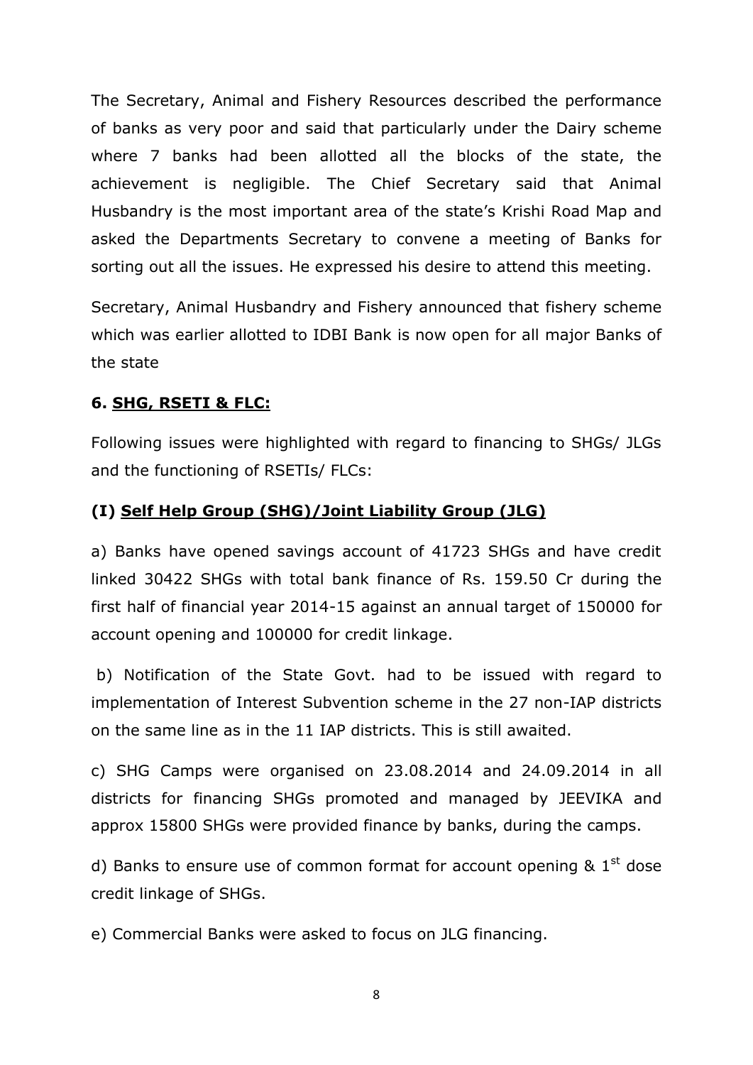The Secretary, Animal and Fishery Resources described the performance of banks as very poor and said that particularly under the Dairy scheme where 7 banks had been allotted all the blocks of the state, the achievement is negligible. The Chief Secretary said that Animal Husbandry is the most important area of the state's Krishi Road Map and asked the Departments Secretary to convene a meeting of Banks for sorting out all the issues. He expressed his desire to attend this meeting.

Secretary, Animal Husbandry and Fishery announced that fishery scheme which was earlier allotted to IDBI Bank is now open for all major Banks of the state

### 6. <u>SHG, RSETI & FLC:</u>

Following issues were highlighted with regard to financing to SHGs/ JLGs and the functioning of RSETIs/ FLCs:

#### (I) <u>Self Help Group (SHG)/Joint Liability Group (JLG)</u>

a) Banks have opened savings account of 41723 SHGs and have credit linked 30422 SHGs with total bank finance of Rs. 159.50 Cr during the first half of financial year 2014-15 against an annual target of 150000 for account opening and 100000 for credit linkage.

b) Notification of the State Govt. had to be issued with regard to implementation of Interest Subvention scheme in the 27 non-IAP districts on the same line as in the 11 IAP districts. This is still awaited.

c) SHG Camps were organised on 23.08.2014 and 24.09.2014 in all districts for financing SHGs promoted and managed by JEEVIKA and approx 15800 SHGs were provided finance by banks, during the camps.

d) Banks to ensure use of common format for account opening & 1st dose credit linkage of SHGs.

e) Commercial Banks were asked to focus on JLG financing.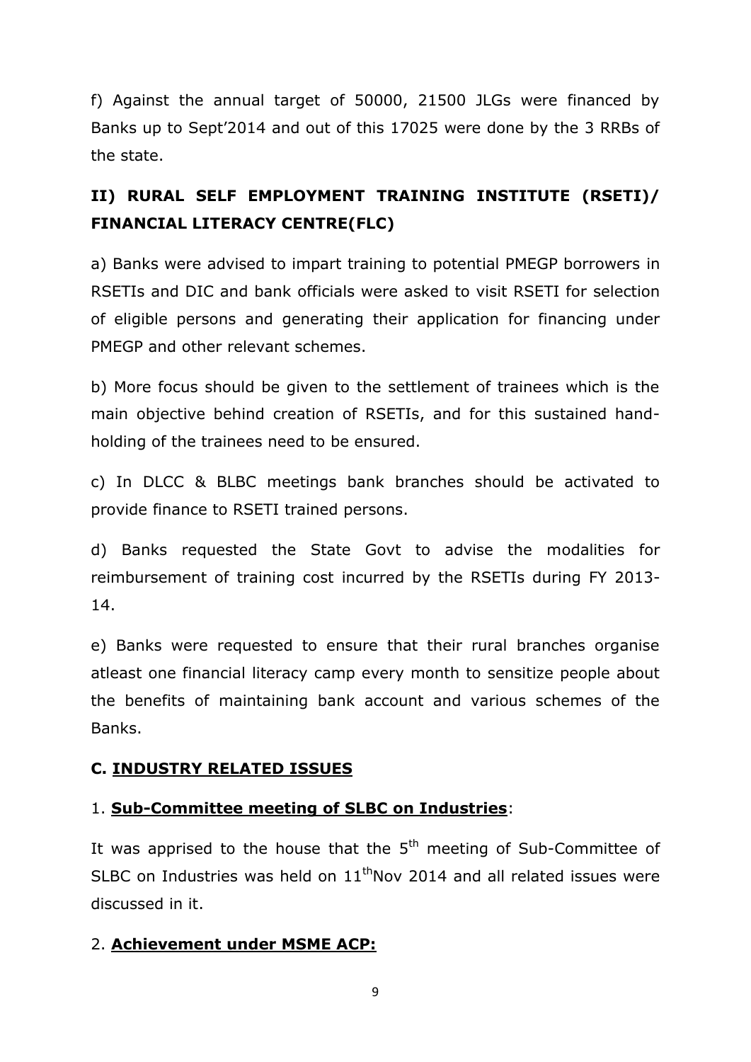f) Against the annual target of 50000, 21500 JLGs were financed by Banks up to Sept'2014 and out of this 17025 were done by the 3 RRBs of the state.

## II) RURAL SELF EMPLOYMENT TRAINING INSTITUTE (RSETI)/ FINANCIAL LITERACY CENTRE(FLC)

a) Banks were advised to impart training to potential PMEGP borrowers in RSETIs and DIC and bank officials were asked to visit RSETI for selection of eligible persons and generating their application for financing under PMEGP and other relevant schemes.

b) More focus should be given to the settlement of trainees which is the main objective behind creation of RSETIs, and for this sustained hand-holding of the trainees need to be ensured.

c) In DLCC & BLBC meetings bank branches should be activated to provide finance to RSETI trained persons.

d) Banks requested the State Govt to advise the modalities for reimbursement of training cost incurred by the RSETIs during FY 2013-14.

e) Banks were requested to ensure that their rural branches organise atleast one financial literacy camp every month to sensitize people about the benefits of maintaining bank account and various schemes of the Banks.

## C. INDUSTRY RELATED ISSUES

### 1. Sub-Committee meeting of SLBC on Industries:

It was apprised to the house that the 5th meeting of Sub-Committee of SLBC on Industries was held on 11th Nov 2014 and all related issues were discussed in it.

### 2. Achievement under MSME ACP: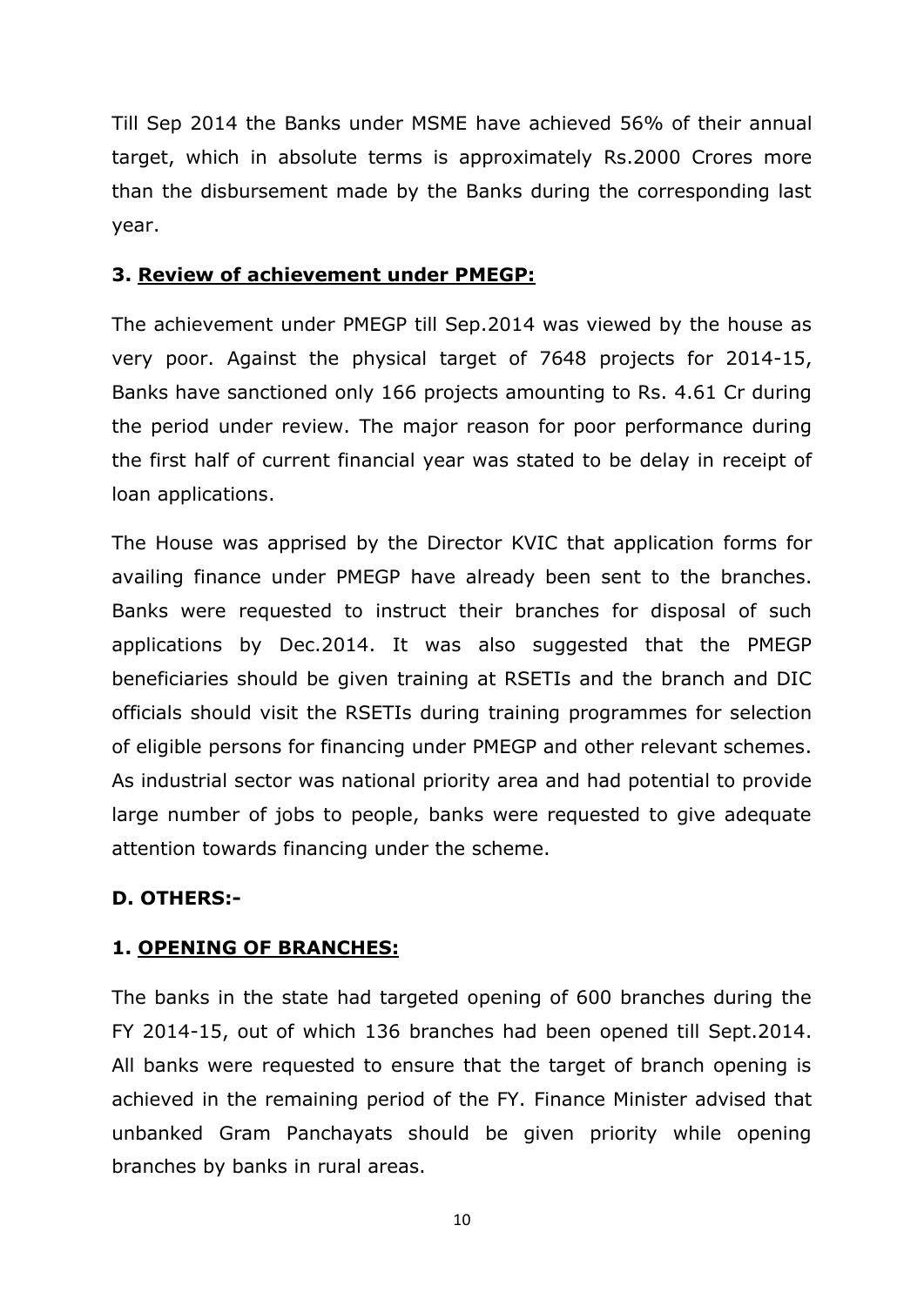Till Sep 2014 the Banks under MSME have achieved 56% of their annual target, which in absolute terms is approximately Rs.2000 Crores more than the disbursement made by the Banks during the corresponding last year.

### 3. Review of achievement under PMEGP:

The achievement under PMEGP till Sep.2014 was viewed by the house as very poor. Against the physical target of 7648 projects for 2014-15, Banks have sanctioned only 166 projects amounting to Rs. 4.61 Cr during the period under review. The major reason for poor performance during the first half of current financial year was stated to be delay in receipt of loan applications.

The House was apprised by the Director KVIC that application forms for availing finance under PMEGP have already been sent to the branches. Banks were requested to instruct their branches for disposal of such applications by Dec.2014. It was also suggested that the PMEGP beneficiaries should be given training at RSETIs and the branch and DIC officials should visit the RSETIs during training programmes for selection of eligible persons for financing under PMEGP and other relevant schemes. As industrial sector was national priority area and had potential to provide large number of jobs to people, banks were requested to give adequate attention towards financing under the scheme.

## D. OTHERS:-

### 1. OPENING OF BRANCHES:

The banks in the state had targeted opening of 600 branches during the FY 2014-15, out of which 136 branches had been opened till Sept.2014. All banks were requested to ensure that the target of branch opening is achieved in the remaining period of the FY. Finance Minister advised that unbanked Gram Panchayats should be given priority while opening branches by banks in rural areas.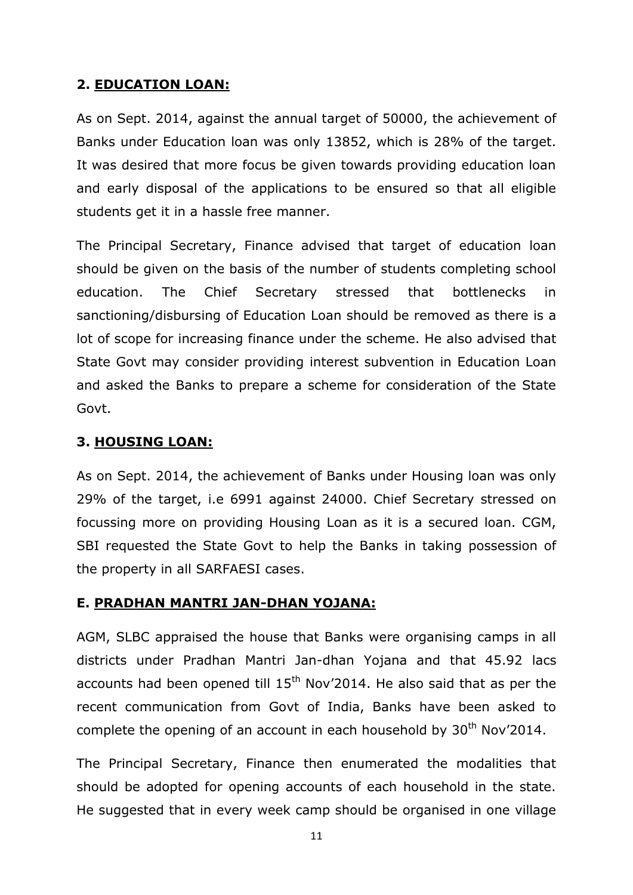### 2. <u>EDUCATION LOAN:</u>

As on Sept. 2014, against the annual target of 50000, the achievement of Banks under Education loan was only 13852, which is 28% of the target. It was desired that more focus be given towards providing education loan and early disposal of the applications to be ensured so that all eligible students get it in a hassle free manner.

The Principal Secretary, Finance advised that target of education loan should be given on the basis of the number of students completing school education. The Chief Secretary stressed that bottlenecks in sanctioning/disbursing of Education Loan should be removed as there is a lot of scope for increasing finance under the scheme. He also advised that State Govt may consider providing interest subvention in Education Loan and asked the Banks to prepare a scheme for consideration of the State Govt.

### 3. <u>HOUSING LOAN:</u>

As on Sept. 2014, the achievement of Banks under Housing loan was only 29% of the target, i.e 6991 against 24000. Chief Secretary stressed on focussing more on providing Housing Loan as it is a secured loan. CGM, SBI requested the State Govt to help the Banks in taking possession of the property in all SARFAESI cases.

### E. <u>PRADHAN MANTRI JAN-DHAN YOJANA:</u>

AGM, SLBC appraised the house that Banks were organising camps in all districts under Pradhan Mantri Jan-dhan Yojana and that 45.92 lacs accounts had been opened till 15th Nov'2014. He also said that as per the recent communication from Govt of India, Banks have been asked to complete the opening of an account in each household by 30th Nov'2014.

The Principal Secretary, Finance then enumerated the modalities that should be adopted for opening accounts of each household in the state. He suggested that in every week camp should be organised in one village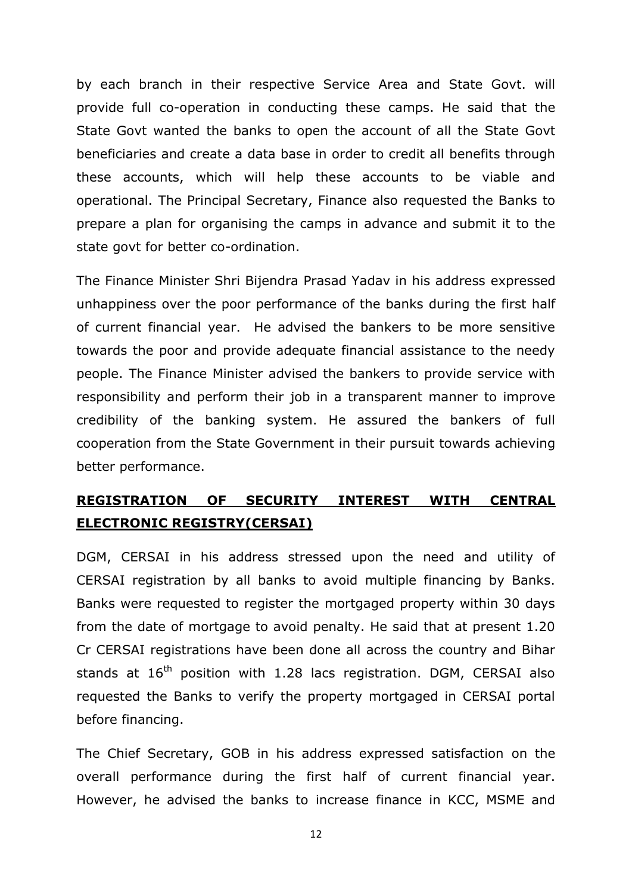by each branch in their respective Service Area and State Govt. will provide full co-operation in conducting these camps. He said that the State Govt wanted the banks to open the account of all the State Govt beneficiaries and create a data base in order to credit all benefits through these accounts, which will help these accounts to be viable and operational. The Principal Secretary, Finance also requested the Banks to prepare a plan for organising the camps in advance and submit it to the state govt for better co-ordination.

The Finance Minister Shri Bijendra Prasad Yadav in his address expressed unhappiness over the poor performance of the banks during the first half of current financial year. He advised the bankers to be more sensitive towards the poor and provide adequate financial assistance to the needy people. The Finance Minister advised the bankers to provide service with responsibility and perform their job in a transparent manner to improve credibility of the banking system. He assured the bankers of full cooperation from the State Government in their pursuit towards achieving better performance.

**REGISTRATION OF SECURITY INTEREST WITH CENTRAL ELECTRONIC REGISTRY(CERSAI)**

DGM, CERSAI in his address stressed upon the need and utility of CERSAI registration by all banks to avoid multiple financing by Banks. Banks were requested to register the mortgaged property within 30 days from the date of mortgage to avoid penalty. He said that at present 1.20 Cr CERSAI registrations have been done all across the country and Bihar stands at 16th position with 1.28 lacs registration. DGM, CERSAI also requested the Banks to verify the property mortgaged in CERSAI portal before financing.

The Chief Secretary, GOB in his address expressed satisfaction on the overall performance during the first half of current financial year. However, he advised the banks to increase finance in KCC, MSME and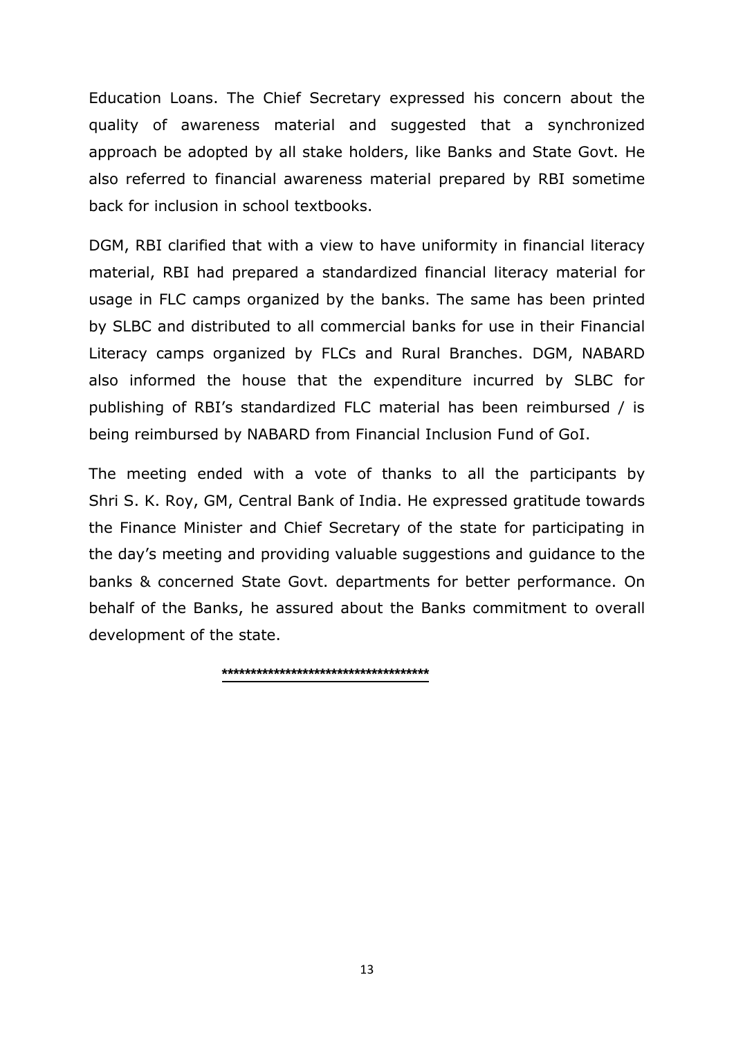Education Loans. The Chief Secretary expressed his concern about the quality of awareness material and suggested that a synchronized approach be adopted by all stake holders, like Banks and State Govt. He also referred to financial awareness material prepared by RBI sometime back for inclusion in school textbooks.

DGM, RBI clarified that with a view to have uniformity in financial literacy material, RBI had prepared a standardized financial literacy material for usage in FLC camps organized by the banks. The same has been printed by SLBC and distributed to all commercial banks for use in their Financial Literacy camps organized by FLCs and Rural Branches. DGM, NABARD also informed the house that the expenditure incurred by SLBC for publishing of RBI's standardized FLC material has been reimbursed / is being reimbursed by NABARD from Financial Inclusion Fund of GoI.

The meeting ended with a vote of thanks to all the participants by Shri S. K. Roy, GM, Central Bank of India. He expressed gratitude towards the Finance Minister and Chief Secretary of the state for participating in the day's meeting and providing valuable suggestions and guidance to the banks & concerned State Govt. departments for better performance. On behalf of the Banks, he assured about the Banks commitment to overall development of the state.

**************************************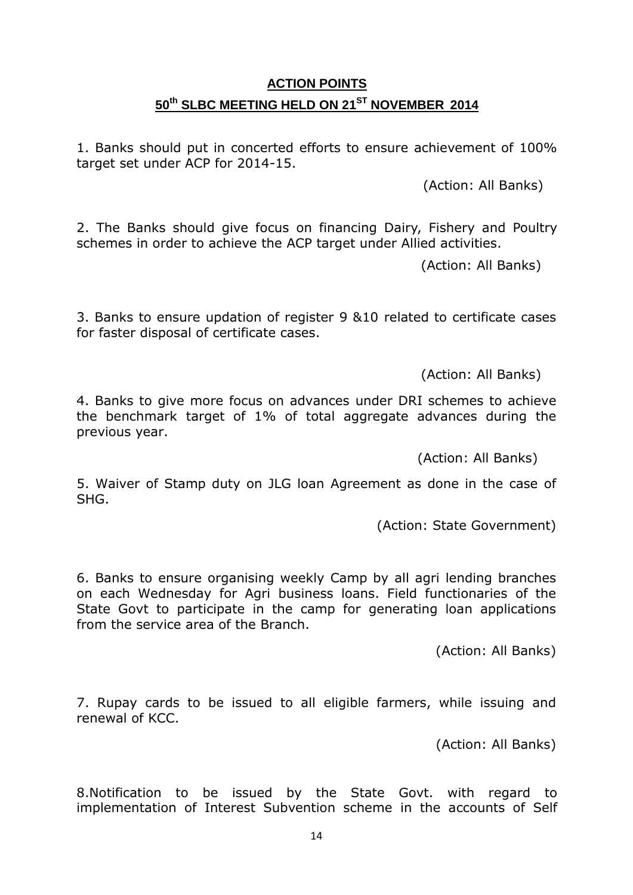## ACTION POINTS

## 50th SLBC MEETING HELD ON 21ST NOVEMBER 2014

1. Banks should put in concerted efforts to ensure achievement of 100% target set under ACP for 2014-15.

(Action: All Banks)

2. The Banks should give focus on financing Dairy, Fishery and Poultry schemes in order to achieve the ACP target under Allied activities.

(Action: All Banks)

3. Banks to ensure updation of register 9 &10 related to certificate cases for faster disposal of certificate cases.

(Action: All Banks)

4. Banks to give more focus on advances under DRI schemes to achieve the benchmark target of 1% of total aggregate advances during the previous year.

(Action: All Banks)

5. Waiver of Stamp duty on JLG loan Agreement as done in the case of SHG.

(Action: State Government)

6. Banks to ensure organising weekly Camp by all agri lending branches on each Wednesday for Agri business loans. Field functionaries of the State Govt to participate in the camp for generating loan applications from the service area of the Branch.

(Action: All Banks)

7. Rupay cards to be issued to all eligible farmers, while issuing and renewal of KCC.

(Action: All Banks)

8.Notification to be issued by the State Govt. with regard to implementation of Interest Subvention scheme in the accounts of Self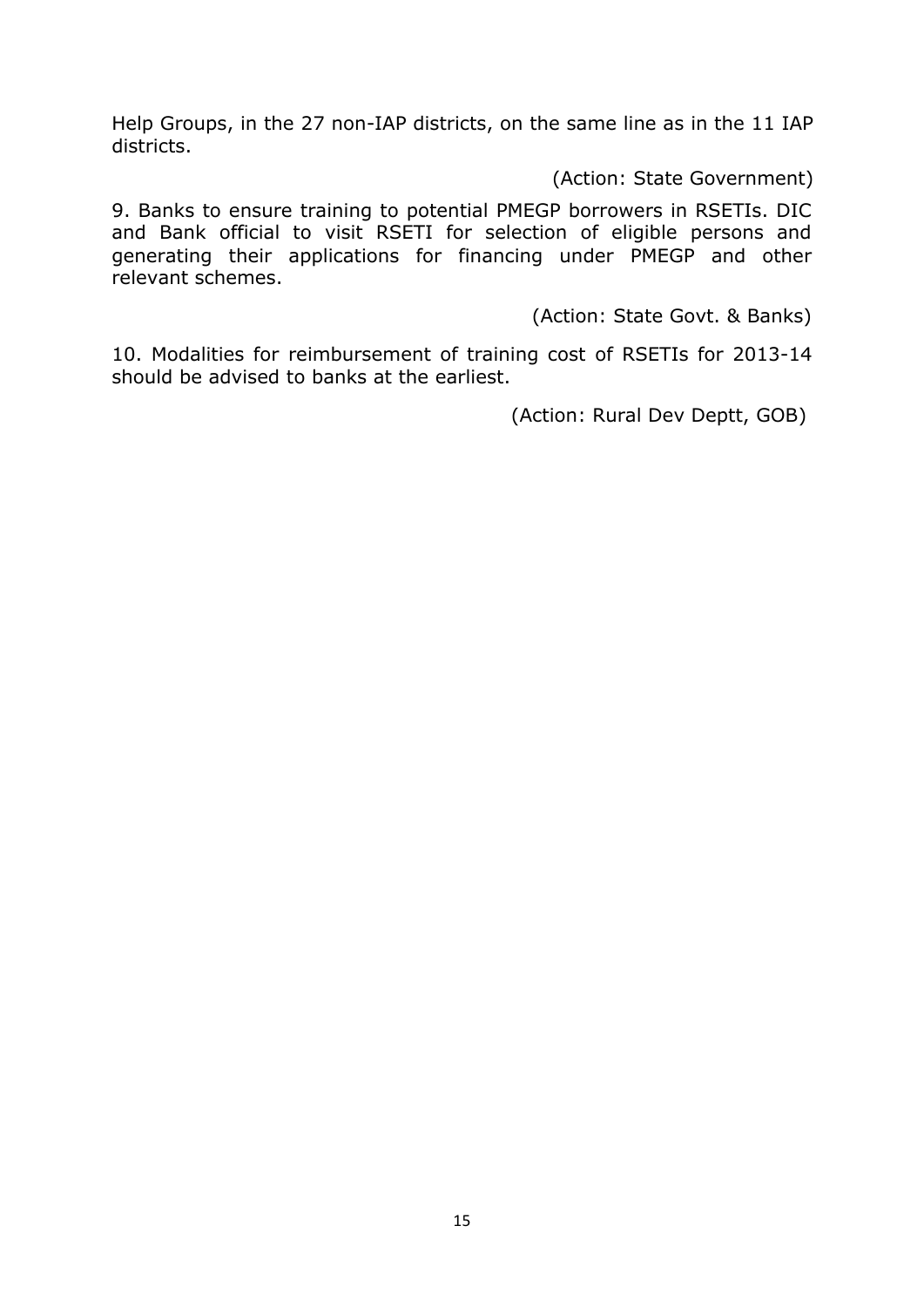Help Groups, in the 27 non-IAP districts, on the same line as in the 11 IAP districts.

(Action: State Government)

9. Banks to ensure training to potential PMEGP borrowers in RSETIs. DIC and Bank official to visit RSETI for selection of eligible persons and generating their applications for financing under PMEGP and other relevant schemes.

(Action: State Govt. & Banks)

10. Modalities for reimbursement of training cost of RSETIs for 2013-14 should be advised to banks at the earliest.

(Action: Rural Dev Deptt, GOB)